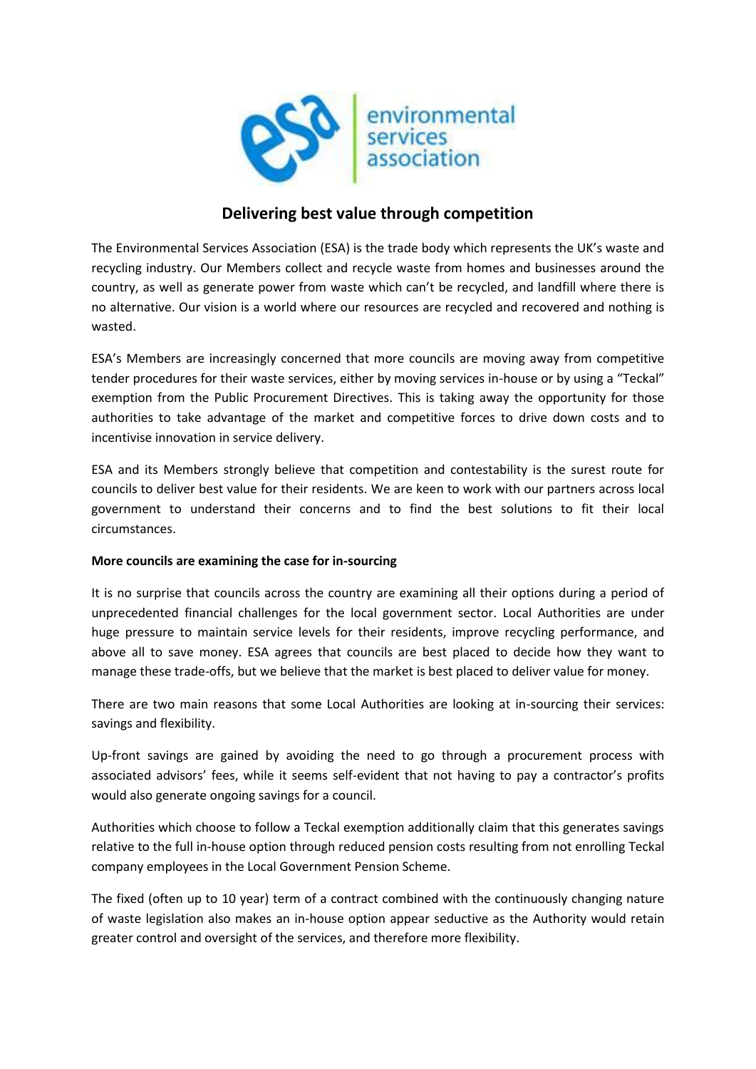## Delivering best value through competition

The Environmental Services Association (ESA) is the trade body which represents the UK's waste and recycling industry. Our Members collect and recycle waste from homes and businesses around the country, as well as generate power from waste which can't be recycled, and landfill where there is no alternative. Our vision is a world where our resources are recycled and recovered and nothing is wasted.

ESA's Members are increasingly concerned that more councils are moving away from competitive tender procedures for their waste services, either by moving services in-house or by using a "Teckal" exemption from the Public Procurement Directives. This is taking away the opportunity for those authorities to take advantage of the market and competitive forces to drive down costs and to incentivise innovation in service delivery.

ESA and its Members strongly believe that competition and contestability is the surest route for councils to deliver best value for their residents. We are keen to work with our partners across local government to understand their concerns and to find the best solutions to fit their local circumstances.

**More councils are examining the case for in-sourcing**

It is no surprise that councils across the country are examining all their options during a period of unprecedented financial challenges for the local government sector. Local Authorities are under huge pressure to maintain service levels for their residents, improve recycling performance, and above all to save money. ESA agrees that councils are best placed to decide how they want to manage these trade-offs, but we believe that the market is best placed to deliver value for money.

There are two main reasons that some Local Authorities are looking at in-sourcing their services: savings and flexibility.

Up-front savings are gained by avoiding the need to go through a procurement process with associated advisors' fees, while it seems self-evident that not having to pay a contractor's profits would also generate ongoing savings for a council.

Authorities which choose to follow a Teckal exemption additionally claim that this generates savings relative to the full in-house option through reduced pension costs resulting from not enrolling Teckal company employees in the Local Government Pension Scheme.

The fixed (often up to 10 year) term of a contract combined with the continuously changing nature of waste legislation also makes an in-house option appear seductive as the Authority would retain greater control and oversight of the services, and therefore more flexibility.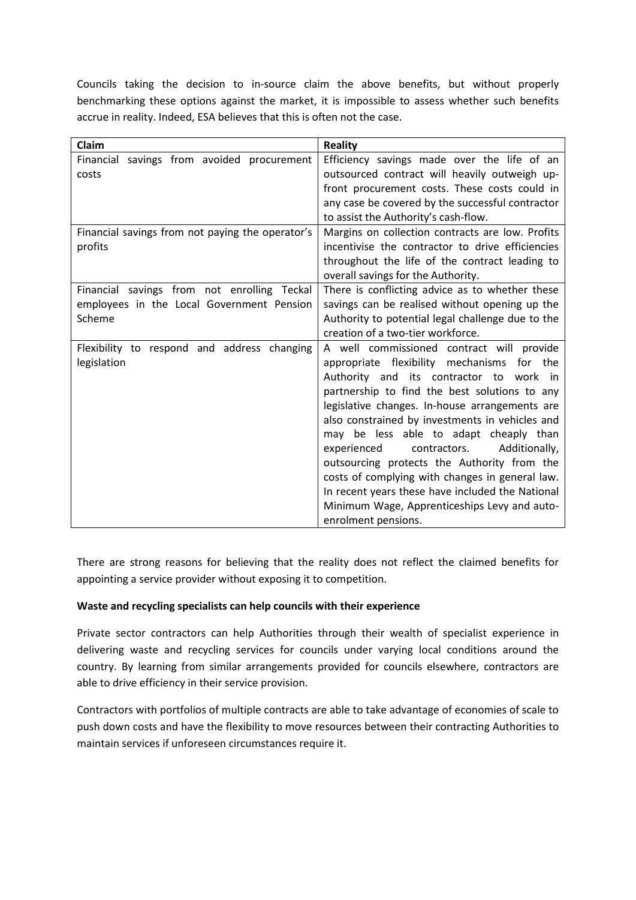Councils taking the decision to in-source claim the above benefits, but without properly benchmarking these options against the market, it is impossible to assess whether such benefits accrue in reality. Indeed, ESA believes that this is often not the case.

| Claim | Reality |
| --- | --- |
| Financial savings from avoided procurement costs | Efficiency savings made over the life of an outsourced contract will heavily outweigh up-front procurement costs. These costs could in any case be covered by the successful contractor to assist the Authority's cash-flow. |
| Financial savings from not paying the operator's profits | Margins on collection contracts are low. Profits incentivise the contractor to drive efficiencies throughout the life of the contract leading to overall savings for the Authority. |
| Financial savings from not enrolling Teckal employees in the Local Government Pension Scheme | There is conflicting advice as to whether these savings can be realised without opening up the Authority to potential legal challenge due to the creation of a two-tier workforce. |
| Flexibility to respond and address changing legislation | A well commissioned contract will provide appropriate flexibility mechanisms for the Authority and its contractor to work in partnership to find the best solutions to any legislative changes. In-house arrangements are also constrained by investments in vehicles and may be less able to adapt cheaply than experienced contractors. Additionally, outsourcing protects the Authority from the costs of complying with changes in general law. In recent years these have included the National Minimum Wage, Apprenticeships Levy and auto-enrolment pensions. |

There are strong reasons for believing that the reality does not reflect the claimed benefits for appointing a service provider without exposing it to competition.

**Waste and recycling specialists can help councils with their experience**

Private sector contractors can help Authorities through their wealth of specialist experience in delivering waste and recycling services for councils under varying local conditions around the country. By learning from similar arrangements provided for councils elsewhere, contractors are able to drive efficiency in their service provision.

Contractors with portfolios of multiple contracts are able to take advantage of economies of scale to push down costs and have the flexibility to move resources between their contracting Authorities to maintain services if unforeseen circumstances require it.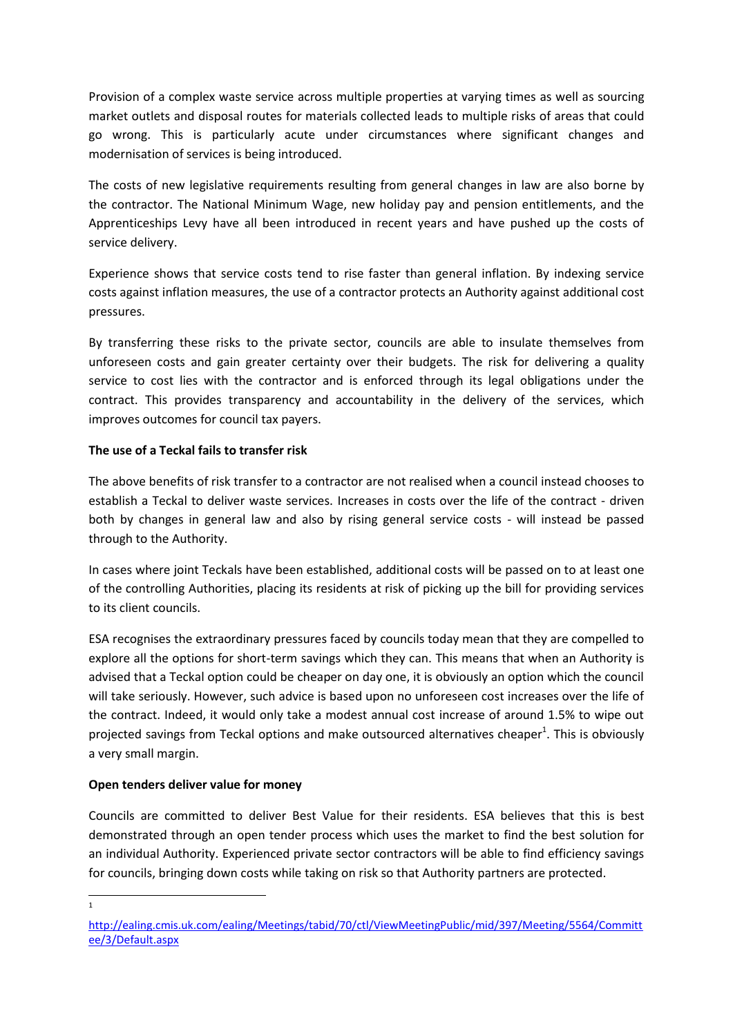Provision of a complex waste service across multiple properties at varying times as well as sourcing market outlets and disposal routes for materials collected leads to multiple risks of areas that could go wrong. This is particularly acute under circumstances where significant changes and modernisation of services is being introduced.

The costs of new legislative requirements resulting from general changes in law are also borne by the contractor. The National Minimum Wage, new holiday pay and pension entitlements, and the Apprenticeships Levy have all been introduced in recent years and have pushed up the costs of service delivery.

Experience shows that service costs tend to rise faster than general inflation. By indexing service costs against inflation measures, the use of a contractor protects an Authority against additional cost pressures.

By transferring these risks to the private sector, councils are able to insulate themselves from unforeseen costs and gain greater certainty over their budgets. The risk for delivering a quality service to cost lies with the contractor and is enforced through its legal obligations under the contract. This provides transparency and accountability in the delivery of the services, which improves outcomes for council tax payers.

**The use of a Teckal fails to transfer risk**

The above benefits of risk transfer to a contractor are not realised when a council instead chooses to establish a Teckal to deliver waste services. Increases in costs over the life of the contract - driven both by changes in general law and also by rising general service costs - will instead be passed through to the Authority.

In cases where joint Teckals have been established, additional costs will be passed on to at least one of the controlling Authorities, placing its residents at risk of picking up the bill for providing services to its client councils.

ESA recognises the extraordinary pressures faced by councils today mean that they are compelled to explore all the options for short-term savings which they can. This means that when an Authority is advised that a Teckal option could be cheaper on day one, it is obviously an option which the council will take seriously. However, such advice is based upon no unforeseen cost increases over the life of the contract. Indeed, it would only take a modest annual cost increase of around 1.5% to wipe out projected savings from Teckal options and make outsourced alternatives cheaper[1]. This is obviously a very small margin.

**Open tenders deliver value for money**

Councils are committed to deliver Best Value for their residents. ESA believes that this is best demonstrated through an open tender process which uses the market to find the best solution for an individual Authority. Experienced private sector contractors will be able to find efficiency savings for councils, bringing down costs while taking on risk so that Authority partners are protected.

---

[1] http://ealing.cmis.uk.com/ealing/Meetings/tabid/70/ctl/ViewMeetingPublic/mid/397/Meeting/5564/Committee/3/Default.aspx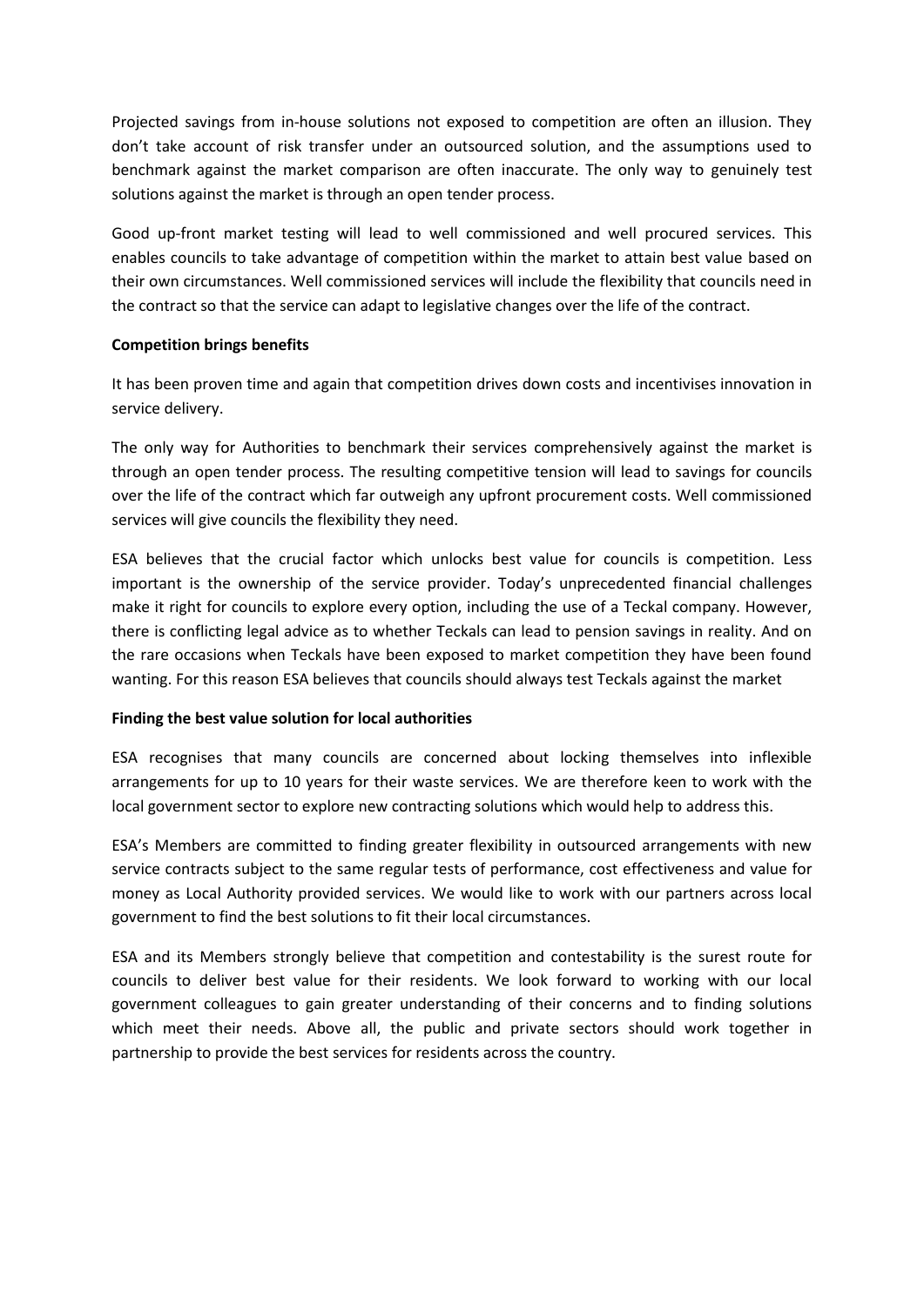Projected savings from in-house solutions not exposed to competition are often an illusion. They don't take account of risk transfer under an outsourced solution, and the assumptions used to benchmark against the market comparison are often inaccurate. The only way to genuinely test solutions against the market is through an open tender process.

Good up-front market testing will lead to well commissioned and well procured services. This enables councils to take advantage of competition within the market to attain best value based on their own circumstances. Well commissioned services will include the flexibility that councils need in the contract so that the service can adapt to legislative changes over the life of the contract.

**Competition brings benefits**

It has been proven time and again that competition drives down costs and incentivises innovation in service delivery.

The only way for Authorities to benchmark their services comprehensively against the market is through an open tender process. The resulting competitive tension will lead to savings for councils over the life of the contract which far outweigh any upfront procurement costs. Well commissioned services will give councils the flexibility they need.

ESA believes that the crucial factor which unlocks best value for councils is competition. Less important is the ownership of the service provider. Today's unprecedented financial challenges make it right for councils to explore every option, including the use of a Teckal company. However, there is conflicting legal advice as to whether Teckals can lead to pension savings in reality. And on the rare occasions when Teckals have been exposed to market competition they have been found wanting. For this reason ESA believes that councils should always test Teckals against the market

**Finding the best value solution for local authorities**

ESA recognises that many councils are concerned about locking themselves into inflexible arrangements for up to 10 years for their waste services. We are therefore keen to work with the local government sector to explore new contracting solutions which would help to address this.

ESA's Members are committed to finding greater flexibility in outsourced arrangements with new service contracts subject to the same regular tests of performance, cost effectiveness and value for money as Local Authority provided services. We would like to work with our partners across local government to find the best solutions to fit their local circumstances.

ESA and its Members strongly believe that competition and contestability is the surest route for councils to deliver best value for their residents. We look forward to working with our local government colleagues to gain greater understanding of their concerns and to finding solutions which meet their needs. Above all, the public and private sectors should work together in partnership to provide the best services for residents across the country.